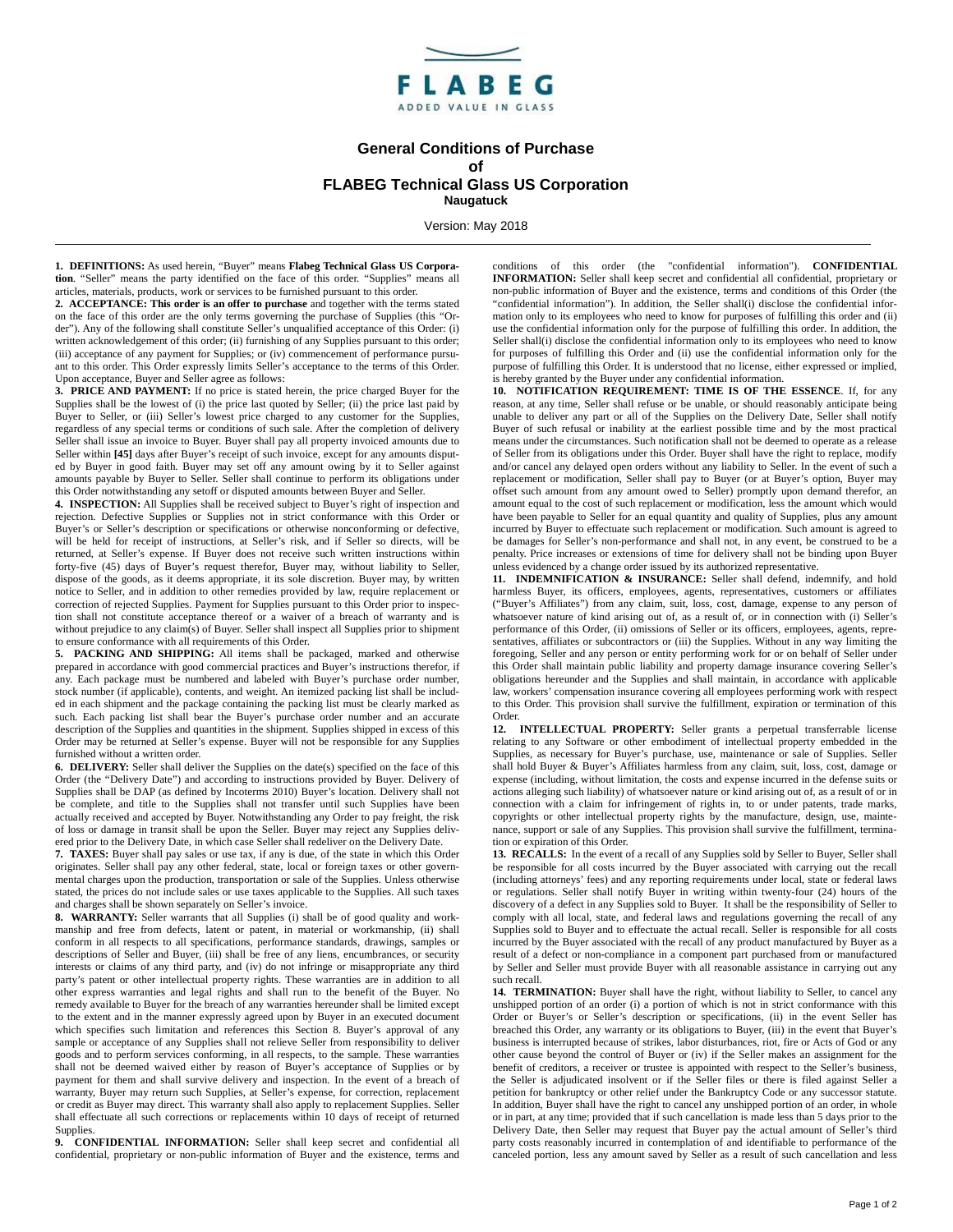FLABEG

ADDED VALUE IN GLASS

# General Conditions of Purchase of FLABEG Technical Glass US Corporation

**Naugatuck**

Version: May 2018

---

**1. DEFINITIONS:** As used herein, "Buyer" means **Flabeg Technical Glass US Corporation**. "Seller" means the party identified on the face of this order. "Supplies" means all articles, materials, products, work or services to be furnished pursuant to this order.

**2. ACCEPTANCE: This order is an offer to purchase** and together with the terms stated on the face of this order are the only terms governing the purchase of Supplies (this "Order"). Any of the following shall constitute Seller's unqualified acceptance of this Order: (i) written acknowledgement of this order; (ii) furnishing of any Supplies pursuant to this order; (iii) acceptance of any payment for Supplies; or (iv) commencement of performance pursuant to this order. This Order expressly limits Seller's acceptance to the terms of this Order. Upon acceptance, Buyer and Seller agree as follows:

**3. PRICE AND PAYMENT:** If no price is stated herein, the price charged Buyer for the Supplies shall be the lowest of (i) the price last quoted by Seller; (ii) the price last paid by Buyer to Seller, or (iii) Seller's lowest price charged to any customer for the Supplies, regardless of any special terms or conditions of such sale. After the completion of delivery Seller shall issue an invoice to Buyer. Buyer shall pay all property invoiced amounts due to Seller within **[45]** days after Buyer's receipt of such invoice, except for any amounts disputed by Buyer in good faith. Buyer may set off any amount owing by it to Seller against amounts payable by Buyer to Seller. Seller shall continue to perform its obligations under this Order notwithstanding any setoff or disputed amounts between Buyer and Seller.

**4. INSPECTION:** All Supplies shall be received subject to Buyer's right of inspection and rejection. Defective Supplies or Supplies not in strict conformance with this Order or Buyer's or Seller's description or specifications or otherwise nonconforming or defective, will be held for receipt of instructions, at Seller's risk, and if Seller so directs, will be returned, at Seller's expense. If Buyer does not receive such written instructions within forty-five (45) days of Buyer's request therefor, Buyer may, without liability to Seller, dispose of the goods, as it deems appropriate, it its sole discretion. Buyer may, by written notice to Seller, and in addition to other remedies provided by law, require replacement or correction of rejected Supplies. Payment for Supplies pursuant to this Order prior to inspection shall not constitute acceptance thereof or a waiver of a breach of warranty and is without prejudice to any claim(s) of Buyer. Seller shall inspect all Supplies prior to shipment to ensure conformance with all requirements of this Order.

**5. PACKING AND SHIPPING:** All items shall be packaged, marked and otherwise prepared in accordance with good commercial practices and Buyer's instructions therefor, if any. Each package must be numbered and labeled with Buyer's purchase order number, stock number (if applicable), contents, and weight. An itemized packing list shall be included in each shipment and the package containing the packing list must be clearly marked as such. Each packing list shall bear the Buyer's purchase order number and an accurate description of the Supplies and quantities in the shipment. Supplies shipped in excess of this Order may be returned at Seller's expense. Buyer will not be responsible for any Supplies furnished without a written order.

**6. DELIVERY:** Seller shall deliver the Supplies on the date(s) specified on the face of this Order (the "Delivery Date") and according to instructions provided by Buyer. Delivery of Supplies shall be DAP (as defined by Incoterms 2010) Buyer's location. Delivery shall not be complete, and title to the Supplies shall not transfer until such Supplies have been actually received and accepted by Buyer. Notwithstanding any Order to pay freight, the risk of loss or damage in transit shall be upon the Seller. Buyer may reject any Supplies delivered prior to the Delivery Date, in which case Seller shall redeliver on the Delivery Date.

**7. TAXES:** Buyer shall pay sales or use tax, if any is due, of the state in which this Order originates. Seller shall pay any other federal, state, local or foreign taxes or other governmental charges upon the production, transportation or sale of the Supplies. Unless otherwise stated, the prices do not include sales or use taxes applicable to the Supplies. All such taxes and charges shall be shown separately on Seller's invoice.

**8. WARRANTY:** Seller warrants that all Supplies (i) shall be of good quality and workmanship and free from defects, latent or patent, in material or workmanship, (ii) shall conform in all respects to all specifications, performance standards, drawings, samples or descriptions of Seller and Buyer, (iii) shall be free of any liens, encumbrances, or security interests or claims of any third party, and (iv) do not infringe or misappropriate any third party's patent or other intellectual property rights. These warranties are in addition to all other express warranties and legal rights and shall run to the benefit of the Buyer. No remedy available to Buyer for the breach of any warranties hereunder shall be limited except to the extent and in the manner expressly agreed upon by Buyer in an executed document which specifies such limitation and references this Section 8. Buyer's approval of any sample or acceptance of any Supplies shall not relieve Seller from responsibility to deliver goods and to perform services conforming, in all respects, to the sample. These warranties shall not be deemed waived either by reason of Buyer's acceptance of Supplies or by payment for them and shall survive delivery and inspection. In the event of a breach of warranty, Buyer may return such Supplies, at Seller's expense, for correction, replacement or credit as Buyer may direct. This warranty shall also apply to replacement Supplies. Seller shall effectuate all such corrections or replacements within 10 days of receipt of returned Supplies.

**9. CONFIDENTIAL INFORMATION:** Seller shall keep secret and confidential all confidential, proprietary or non-public information of Buyer and the existence, terms and conditions of this order (the "confidential information"). **CONFIDENTIAL INFORMATION:** Seller shall keep secret and confidential all confidential, proprietary or non-public information of Buyer and the existence, terms and conditions of this Order (the "confidential information"). In addition, the Seller shall(i) disclose the confidential information only to its employees who need to know for purposes of fulfilling this order and (ii) use the confidential information only for the purpose of fulfilling this order. In addition, the Seller shall(i) disclose the confidential information only to its employees who need to know for purposes of fulfilling this Order and (ii) use the confidential information only for the purpose of fulfilling this Order. It is understood that no license, either expressed or implied, is hereby granted by the Buyer under any confidential information.

**10. NOTIFICATION REQUIREMENT: TIME IS OF THE ESSENCE**. If, for any reason, at any time, Seller shall refuse or be unable, or should reasonably anticipate being unable to deliver any part or all of the Supplies on the Delivery Date, Seller shall notify Buyer of such refusal or inability at the earliest possible time and by the most practical means under the circumstances. Such notification shall not be deemed to operate as a release of Seller from its obligations under this Order. Buyer shall have the right to replace, modify and/or cancel any delayed open orders without any liability to Seller. In the event of such a replacement or modification, Seller shall pay to Buyer (or at Buyer's option, Buyer may offset such amount from any amount owed to Seller) promptly upon demand therefor, an amount equal to the cost of such replacement or modification, less the amount which would have been payable to Seller for an equal quantity and quality of Supplies, plus any amount incurred by Buyer to effectuate such replacement or modification. Such amount is agreed to be damages for Seller's non-performance and shall not, in any event, be construed to be a penalty. Price increases or extensions of time for delivery shall not be binding upon Buyer unless evidenced by a change order issued by its authorized representative.

**11. INDEMNIFICATION & INSURANCE:** Seller shall defend, indemnify, and hold harmless Buyer, its officers, employees, agents, representatives, customers or affiliates ("Buyer's Affiliates") from any claim, suit, loss, cost, damage, expense to any person of whatsoever nature of kind arising out of, as a result of, or in connection with (i) Seller's performance of this Order, (ii) omissions of Seller or its officers, employees, agents, representatives, affiliates or subcontractors or (iii) the Supplies. Without in any way limiting the foregoing, Seller and any person or entity performing work for or on behalf of Seller under this Order shall maintain public liability and property damage insurance covering Seller's obligations hereunder and the Supplies and shall maintain, in accordance with applicable law, workers' compensation insurance covering all employees performing work with respect to this Order. This provision shall survive the fulfillment, expiration or termination of this Order.

**12. INTELLECTUAL PROPERTY:** Seller grants a perpetual transferrable license relating to any Software or other embodiment of intellectual property embedded in the Supplies, as necessary for Buyer's purchase, use, maintenance or sale of Supplies. Seller shall hold Buyer & Buyer's Affiliates harmless from any claim, suit, loss, cost, damage or expense (including, without limitation, the costs and expense incurred in the defense suits or actions alleging such liability) of whatsoever nature or kind arising out of, as a result of or in connection with a claim for infringement of rights in, to or under patents, trade marks, copyrights or other intellectual property rights by the manufacture, design, use, maintenance, support or sale of any Supplies. This provision shall survive the fulfillment, termination or expiration of this Order.

**13. RECALLS:** In the event of a recall of any Supplies sold by Seller to Buyer, Seller shall be responsible for all costs incurred by the Buyer associated with carrying out the recall (including attorneys' fees) and any reporting requirements under local, state or federal laws or regulations. Seller shall notify Buyer in writing within twenty-four (24) hours of the discovery of a defect in any Supplies sold to Buyer. It shall be the responsibility of Seller to comply with all local, state, and federal laws and regulations governing the recall of any Supplies sold to Buyer and to effectuate the actual recall. Seller is responsible for all costs incurred by the Buyer associated with the recall of any product manufactured by Buyer as a result of a defect or non-compliance in a component part purchased from or manufactured by Seller and Seller must provide Buyer with all reasonable assistance in carrying out any such recall.

**14. TERMINATION:** Buyer shall have the right, without liability to Seller, to cancel any unshipped portion of an order (i) a portion of which is not in strict conformance with this Order or Buyer's or Seller's description or specifications, (ii) in the event Seller has breached this Order, any warranty or its obligations to Buyer, (iii) in the event that Buyer's business is interrupted because of strikes, labor disturbances, riot, fire or Acts of God or any other cause beyond the control of Buyer or (iv) if the Seller makes an assignment for the benefit of creditors, a receiver or trustee is appointed with respect to the Seller's business, the Seller is adjudicated insolvent or if the Seller files or there is filed against Seller a petition for bankruptcy or other relief under the Bankruptcy Code or any successor statute. In addition, Buyer shall have the right to cancel any unshipped portion of an order, in whole or in part, at any time; provided that if such cancellation is made less than 5 days prior to the Delivery Date, then Seller may request that Buyer pay the actual amount of Seller's third party costs reasonably incurred in contemplation of and identifiable to performance of the canceled portion, less any amount saved by Seller as a result of such cancellation and less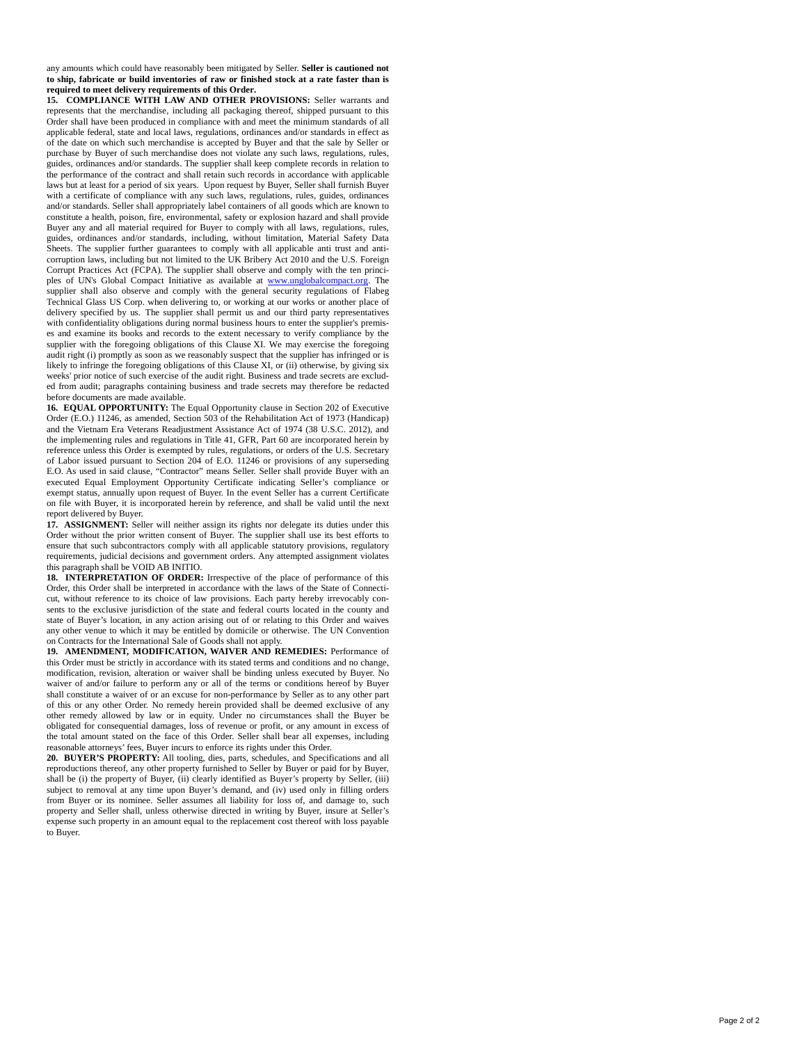any amounts which could have reasonably been mitigated by Seller. **Seller is cautioned not to ship, fabricate or build inventories of raw or finished stock at a rate faster than is required to meet delivery requirements of this Order.**

**15. COMPLIANCE WITH LAW AND OTHER PROVISIONS:** Seller warrants and represents that the merchandise, including all packaging thereof, shipped pursuant to this Order shall have been produced in compliance with and meet the minimum standards of all applicable federal, state and local laws, regulations, ordinances and/or standards in effect as of the date on which such merchandise is accepted by Buyer and that the sale by Seller or purchase by Buyer of such merchandise does not violate any such laws, regulations, rules, guides, ordinances and/or standards. The supplier shall keep complete records in relation to the performance of the contract and shall retain such records in accordance with applicable laws but at least for a period of six years. Upon request by Buyer, Seller shall furnish Buyer with a certificate of compliance with any such laws, regulations, rules, guides, ordinances and/or standards. Seller shall appropriately label containers of all goods which are known to constitute a health, poison, fire, environmental, safety or explosion hazard and shall provide Buyer any and all material required for Buyer to comply with all laws, regulations, rules, guides, ordinances and/or standards, including, without limitation, Material Safety Data Sheets. The supplier further guarantees to comply with all applicable anti trust and anti-corruption laws, including but not limited to the UK Bribery Act 2010 and the U.S. Foreign Corrupt Practices Act (FCPA). The supplier shall observe and comply with the ten principles of UN's Global Compact Initiative as available at www.unglobalcompact.org. The supplier shall also observe and comply with the general security regulations of Flabeg Technical Glass US Corp. when delivering to, or working at our works or another place of delivery specified by us. The supplier shall permit us and our third party representatives with confidentiality obligations during normal business hours to enter the supplier's premises and examine its books and records to the extent necessary to verify compliance by the supplier with the foregoing obligations of this Clause XI. We may exercise the foregoing audit right (i) promptly as soon as we reasonably suspect that the supplier has infringed or is likely to infringe the foregoing obligations of this Clause XI, or (ii) otherwise, by giving six weeks' prior notice of such exercise of the audit right. Business and trade secrets are excluded from audit; paragraphs containing business and trade secrets may therefore be redacted before documents are made available.

**16. EQUAL OPPORTUNITY:** The Equal Opportunity clause in Section 202 of Executive Order (E.O.) 11246, as amended, Section 503 of the Rehabilitation Act of 1973 (Handicap) and the Vietnam Era Veterans Readjustment Assistance Act of 1974 (38 U.S.C. 2012), and the implementing rules and regulations in Title 41, GFR, Part 60 are incorporated herein by reference unless this Order is exempted by rules, regulations, or orders of the U.S. Secretary of Labor issued pursuant to Section 204 of E.O. 11246 or provisions of any superseding E.O. As used in said clause, "Contractor" means Seller. Seller shall provide Buyer with an executed Equal Employment Opportunity Certificate indicating Seller's compliance or exempt status, annually upon request of Buyer. In the event Seller has a current Certificate on file with Buyer, it is incorporated herein by reference, and shall be valid until the next report delivered by Buyer.

**17. ASSIGNMENT:** Seller will neither assign its rights nor delegate its duties under this Order without the prior written consent of Buyer. The supplier shall use its best efforts to ensure that such subcontractors comply with all applicable statutory provisions, regulatory requirements, judicial decisions and government orders. Any attempted assignment violates this paragraph shall be VOID AB INITIO.

**18. INTERPRETATION OF ORDER:** Irrespective of the place of performance of this Order, this Order shall be interpreted in accordance with the laws of the State of Connecticut, without reference to its choice of law provisions. Each party hereby irrevocably consents to the exclusive jurisdiction of the state and federal courts located in the county and state of Buyer's location, in any action arising out of or relating to this Order and waives any other venue to which it may be entitled by domicile or otherwise. The UN Convention on Contracts for the International Sale of Goods shall not apply.

**19. AMENDMENT, MODIFICATION, WAIVER AND REMEDIES:** Performance of this Order must be strictly in accordance with its stated terms and conditions and no change, modification, revision, alteration or waiver shall be binding unless executed by Buyer. No waiver of and/or failure to perform any or all of the terms or conditions hereof by Buyer shall constitute a waiver of or an excuse for non-performance by Seller as to any other part of this or any other Order. No remedy herein provided shall be deemed exclusive of any other remedy allowed by law or in equity. Under no circumstances shall the Buyer be obligated for consequential damages, loss of revenue or profit, or any amount in excess of the total amount stated on the face of this Order. Seller shall bear all expenses, including reasonable attorneys' fees, Buyer incurs to enforce its rights under this Order.

**20. BUYER'S PROPERTY:** All tooling, dies, parts, schedules, and Specifications and all reproductions thereof, any other property furnished to Seller by Buyer or paid for by Buyer, shall be (i) the property of Buyer, (ii) clearly identified as Buyer's property by Seller, (iii) subject to removal at any time upon Buyer's demand, and (iv) used only in filling orders from Buyer or its nominee. Seller assumes all liability for loss of, and damage to, such property and Seller shall, unless otherwise directed in writing by Buyer, insure at Seller's expense such property in an amount equal to the replacement cost thereof with loss payable to Buyer.